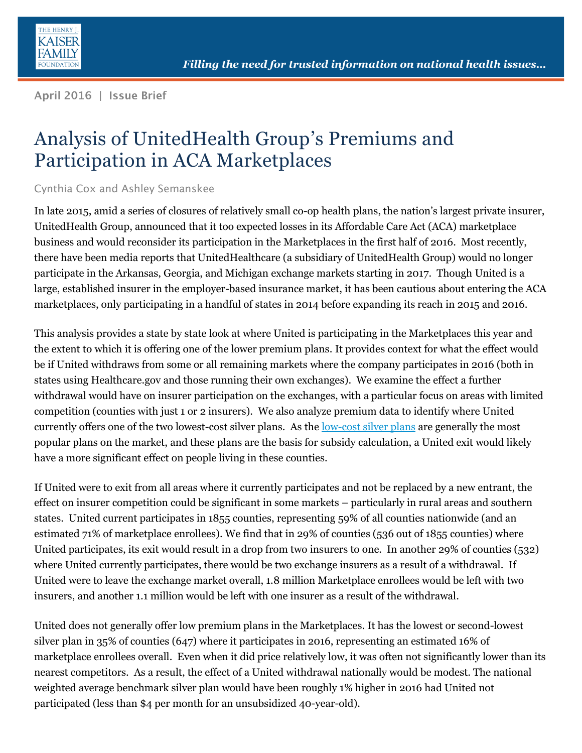April 2016 | Issue Brief

# Analysis of UnitedHealth Group's Premiums and Participation in ACA Marketplaces

Cynthia Cox and Ashley Semanskee

In late 2015, amid a series of closures of relatively small co-op health plans, the nation's largest private insurer, UnitedHealth Group, announced that it too expected losses in its Affordable Care Act (ACA) marketplace business and would reconsider its participation in the Marketplaces in the first half of 2016. Most recently, there have been media reports that UnitedHealthcare (a subsidiary of UnitedHealth Group) would no longer participate in the Arkansas, Georgia, and Michigan exchange markets starting in 2017. Though United is a large, established insurer in the employer-based insurance market, it has been cautious about entering the ACA marketplaces, only participating in a handful of states in 2014 before expanding its reach in 2015 and 2016.

This analysis provides a state by state look at where United is participating in the Marketplaces this year and the extent to which it is offering one of the lower premium plans. It provides context for what the effect would be if United withdraws from some or all remaining markets where the company participates in 2016 (both in states using Healthcare.gov and those running their own exchanges). We examine the effect a further withdrawal would have on insurer participation on the exchanges, with a particular focus on areas with limited competition (counties with just 1 or 2 insurers). We also analyze premium data to identify where United currently offers one of the two lowest-cost silver plans. As the low-cost silver plans are generally the most popular plans on the market, and these plans are the basis for subsidy calculation, a United exit would likely have a more significant effect on people living in these counties.

If United were to exit from all areas where it currently participates and not be replaced by a new entrant, the effect on insurer competition could be significant in some markets – particularly in rural areas and southern states. United current participates in 1855 counties, representing 59% of all counties nationwide (and an estimated 71% of marketplace enrollees). We find that in 29% of counties (536 out of 1855 counties) where United participates, its exit would result in a drop from two insurers to one. In another 29% of counties (532) where United currently participates, there would be two exchange insurers as a result of a withdrawal. If United were to leave the exchange market overall, 1.8 million Marketplace enrollees would be left with two insurers, and another 1.1 million would be left with one insurer as a result of the withdrawal.

United does not generally offer low premium plans in the Marketplaces. It has the lowest or second-lowest silver plan in 35% of counties (647) where it participates in 2016, representing an estimated 16% of marketplace enrollees overall. Even when it did price relatively low, it was often not significantly lower than its nearest competitors. As a result, the effect of a United withdrawal nationally would be modest. The national weighted average benchmark silver plan would have been roughly 1% higher in 2016 had United not participated (less than $4 per month for an unsubsidized 40-year-old).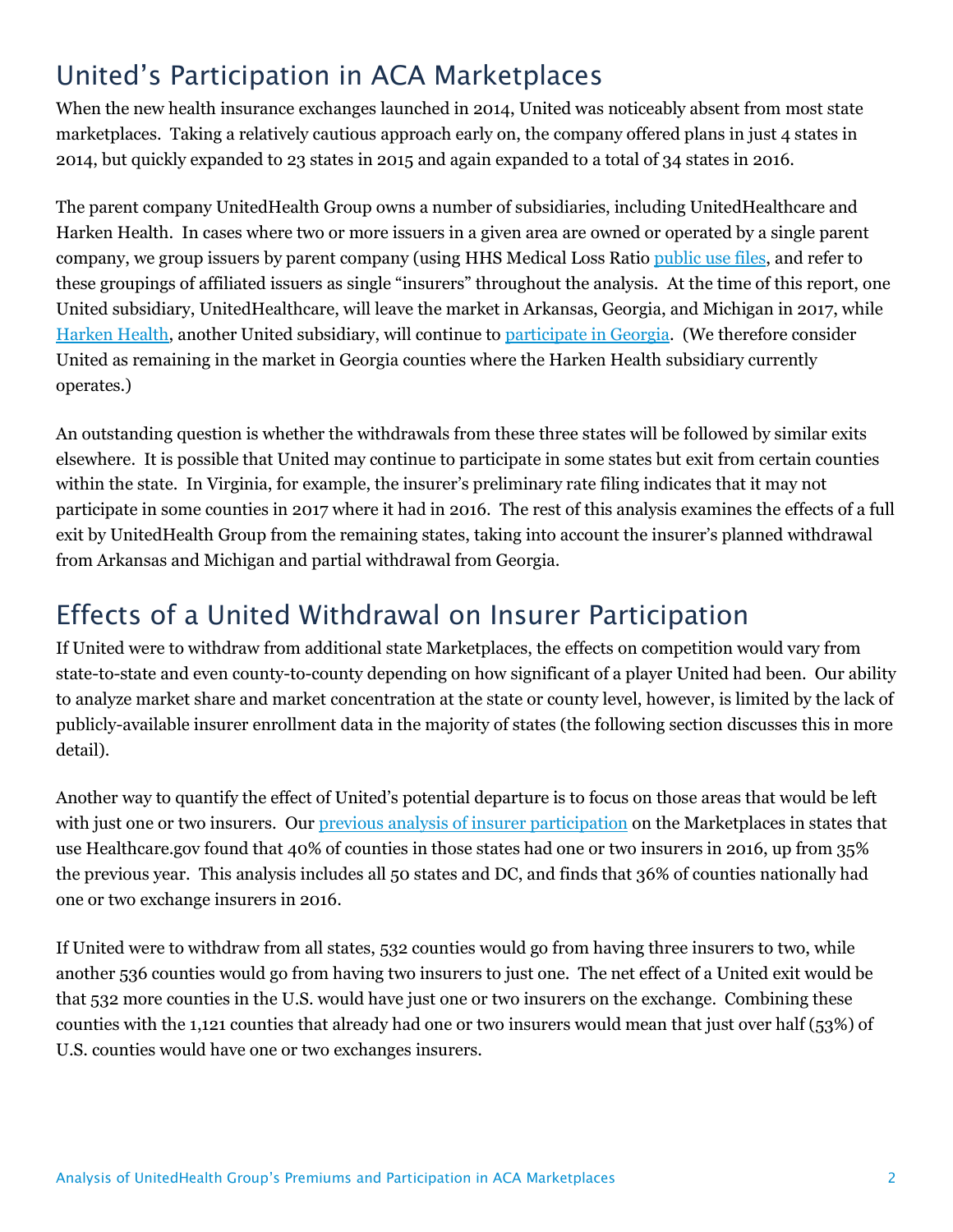## United's Participation in ACA Marketplaces

When the new health insurance exchanges launched in 2014, United was noticeably absent from most state marketplaces. Taking a relatively cautious approach early on, the company offered plans in just 4 states in 2014, but quickly expanded to 23 states in 2015 and again expanded to a total of 34 states in 2016.

The parent company UnitedHealth Group owns a number of subsidiaries, including UnitedHealthcare and Harken Health. In cases where two or more issuers in a given area are owned or operated by a single parent company, we group issuers by parent company (using HHS Medical Loss Ratio public use files, and refer to these groupings of affiliated issuers as single "insurers" throughout the analysis. At the time of this report, one United subsidiary, UnitedHealthcare, will leave the market in Arkansas, Georgia, and Michigan in 2017, while Harken Health, another United subsidiary, will continue to participate in Georgia. (We therefore consider United as remaining in the market in Georgia counties where the Harken Health subsidiary currently operates.)

An outstanding question is whether the withdrawals from these three states will be followed by similar exits elsewhere. It is possible that United may continue to participate in some states but exit from certain counties within the state. In Virginia, for example, the insurer's preliminary rate filing indicates that it may not participate in some counties in 2017 where it had in 2016. The rest of this analysis examines the effects of a full exit by UnitedHealth Group from the remaining states, taking into account the insurer's planned withdrawal from Arkansas and Michigan and partial withdrawal from Georgia.

## Effects of a United Withdrawal on Insurer Participation

If United were to withdraw from additional state Marketplaces, the effects on competition would vary from state-to-state and even county-to-county depending on how significant of a player United had been. Our ability to analyze market share and market concentration at the state or county level, however, is limited by the lack of publicly-available insurer enrollment data in the majority of states (the following section discusses this in more detail).

Another way to quantify the effect of United's potential departure is to focus on those areas that would be left with just one or two insurers. Our previous analysis of insurer participation on the Marketplaces in states that use Healthcare.gov found that 40% of counties in those states had one or two insurers in 2016, up from 35% the previous year. This analysis includes all 50 states and DC, and finds that 36% of counties nationally had one or two exchange insurers in 2016.

If United were to withdraw from all states, 532 counties would go from having three insurers to two, while another 536 counties would go from having two insurers to just one. The net effect of a United exit would be that 532 more counties in the U.S. would have just one or two insurers on the exchange. Combining these counties with the 1,121 counties that already had one or two insurers would mean that just over half (53%) of U.S. counties would have one or two exchanges insurers.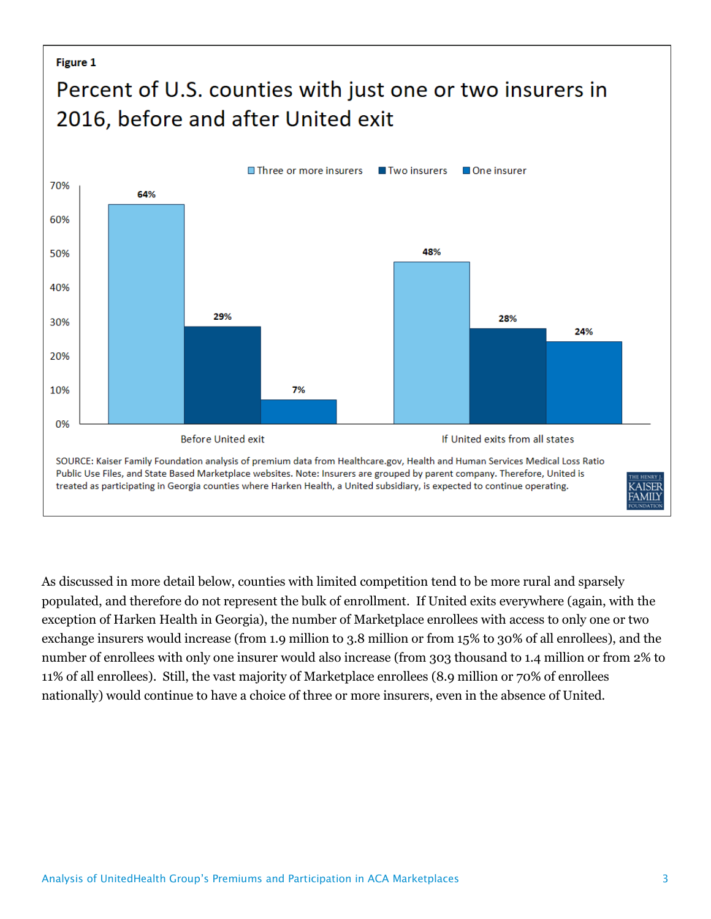**Figure 1**

## Percent of U.S. counties with just one or two insurers in 2016, before and after United exit

| | Three or more insurers | Two insurers | One insurer |
|---|---|---|---|
| Before United exit | 64% | 29% | 7% |
| If United exits from all states | 48% | 28% | 24% |

SOURCE: Kaiser Family Foundation analysis of premium data from Healthcare.gov, Health and Human Services Medical Loss Ratio Public Use Files, and State Based Marketplace websites. Note: Insurers are grouped by parent company. Therefore, United is treated as participating in Georgia counties where Harken Health, a United subsidiary, is expected to continue operating.

As discussed in more detail below, counties with limited competition tend to be more rural and sparsely populated, and therefore do not represent the bulk of enrollment. If United exits everywhere (again, with the exception of Harken Health in Georgia), the number of Marketplace enrollees with access to only one or two exchange insurers would increase (from 1.9 million to 3.8 million or from 15% to 30% of all enrollees), and the number of enrollees with only one insurer would also increase (from 303 thousand to 1.4 million or from 2% to 11% of all enrollees). Still, the vast majority of Marketplace enrollees (8.9 million or 70% of enrollees nationally) would continue to have a choice of three or more insurers, even in the absence of United.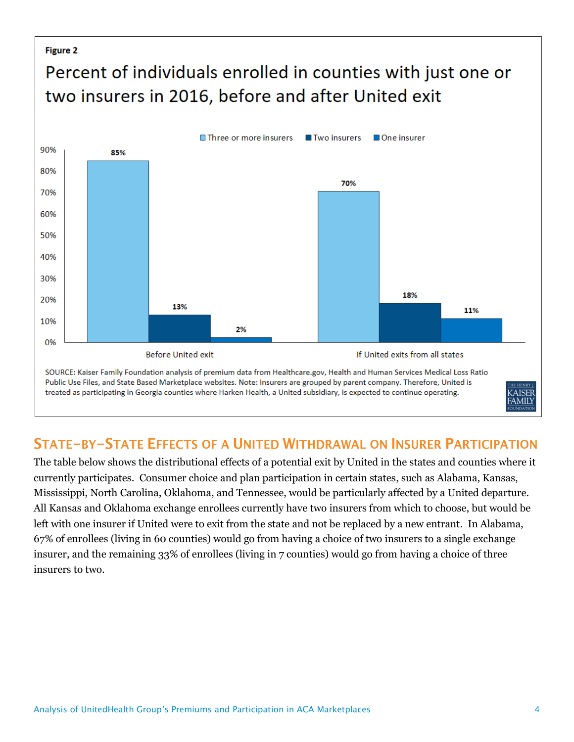**Figure 2**

## Percent of individuals enrolled in counties with just one or two insurers in 2016, before and after United exit

| | Three or more insurers | Two insurers | One insurer |
|---|---|---|---|
| Before United exit | 85% | 13% | 2% |
| If United exits from all states | 70% | 18% | 11% |

SOURCE: Kaiser Family Foundation analysis of premium data from Healthcare.gov, Health and Human Services Medical Loss Ratio Public Use Files, and State Based Marketplace websites. Note: Insurers are grouped by parent company. Therefore, United is treated as participating in Georgia counties where Harken Health, a United subsidiary, is expected to continue operating.

## State-by-State Effects of a United Withdrawal on Insurer Participation

The table below shows the distributional effects of a potential exit by United in the states and counties where it currently participates. Consumer choice and plan participation in certain states, such as Alabama, Kansas, Mississippi, North Carolina, Oklahoma, and Tennessee, would be particularly affected by a United departure. All Kansas and Oklahoma exchange enrollees currently have two insurers from which to choose, but would be left with one insurer if United were to exit from the state and not be replaced by a new entrant. In Alabama, 67% of enrollees (living in 60 counties) would go from having a choice of two insurers to a single exchange insurer, and the remaining 33% of enrollees (living in 7 counties) would go from having a choice of three insurers to two.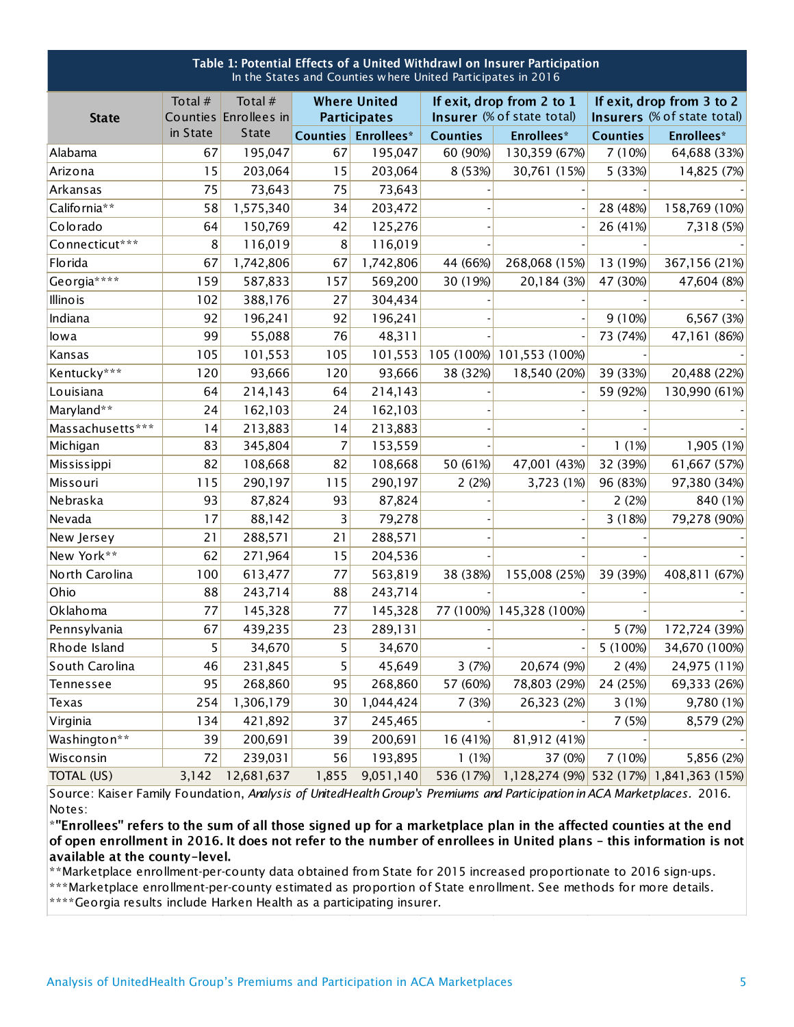**Table 1: Potential Effects of a United Withdrawl on Insurer Participation**
In the States and Counties where United Participates in 2016

| State | Total # Counties in State | Total # Enrollees in State | Where United Participates | | If exit, drop from 2 to 1 Insurer (% of state total) | | If exit, drop from 3 to 2 Insurers (% of state total) | |
|---|---|---|---|---|---|---|---|---|
| | | | Counties | Enrollees* | Counties | Enrollees* | Counties | Enrollees* |
| Alabama | 67 | 195,047 | 67 | 195,047 | 60 (90%) | 130,359 (67%) | 7 (10%) | 64,688 (33%) |
| Arizona | 15 | 203,064 | 15 | 203,064 | 8 (53%) | 30,761 (15%) | 5 (33%) | 14,825 (7%) |
| Arkansas | 75 | 73,643 | 75 | 73,643 | - | - | - | - |
| California** | 58 | 1,575,340 | 34 | 203,472 | - | - | 28 (48%) | 158,769 (10%) |
| Colorado | 64 | 150,769 | 42 | 125,276 | - | - | 26 (41%) | 7,318 (5%) |
| Connecticut*** | 8 | 116,019 | 8 | 116,019 | - | - | - | - |
| Florida | 67 | 1,742,806 | 67 | 1,742,806 | 44 (66%) | 268,068 (15%) | 13 (19%) | 367,156 (21%) |
| Georgia**** | 159 | 587,833 | 157 | 569,200 | 30 (19%) | 20,184 (3%) | 47 (30%) | 47,604 (8%) |
| Illinois | 102 | 388,176 | 27 | 304,434 | - | - | - | - |
| Indiana | 92 | 196,241 | 92 | 196,241 | - | - | 9 (10%) | 6,567 (3%) |
| Iowa | 99 | 55,088 | 76 | 48,311 | - | - | 73 (74%) | 47,161 (86%) |
| Kansas | 105 | 101,553 | 105 | 101,553 | 105 (100%) | 101,553 (100%) | - | - |
| Kentucky*** | 120 | 93,666 | 120 | 93,666 | 38 (32%) | 18,540 (20%) | 39 (33%) | 20,488 (22%) |
| Louisiana | 64 | 214,143 | 64 | 214,143 | - | - | 59 (92%) | 130,990 (61%) |
| Maryland** | 24 | 162,103 | 24 | 162,103 | - | - | - | - |
| Massachusetts*** | 14 | 213,883 | 14 | 213,883 | - | - | - | - |
| Michigan | 83 | 345,804 | 7 | 153,559 | - | - | 1 (1%) | 1,905 (1%) |
| Mississippi | 82 | 108,668 | 82 | 108,668 | 50 (61%) | 47,001 (43%) | 32 (39%) | 61,667 (57%) |
| Missouri | 115 | 290,197 | 115 | 290,197 | 2 (2%) | 3,723 (1%) | 96 (83%) | 97,380 (34%) |
| Nebraska | 93 | 87,824 | 93 | 87,824 | - | - | 2 (2%) | 840 (1%) |
| Nevada | 17 | 88,142 | 3 | 79,278 | - | - | 3 (18%) | 79,278 (90%) |
| New Jersey | 21 | 288,571 | 21 | 288,571 | - | - | - | - |
| New York** | 62 | 271,964 | 15 | 204,536 | - | - | - | - |
| North Carolina | 100 | 613,477 | 77 | 563,819 | 38 (38%) | 155,008 (25%) | 39 (39%) | 408,811 (67%) |
| Ohio | 88 | 243,714 | 88 | 243,714 | - | - | - | - |
| Oklahoma | 77 | 145,328 | 77 | 145,328 | 77 (100%) | 145,328 (100%) | - | - |
| Pennsylvania | 67 | 439,235 | 23 | 289,131 | - | - | 5 (7%) | 172,724 (39%) |
| Rhode Island | 5 | 34,670 | 5 | 34,670 | - | - | 5 (100%) | 34,670 (100%) |
| South Carolina | 46 | 231,845 | 5 | 45,649 | 3 (7%) | 20,674 (9%) | 2 (4%) | 24,975 (11%) |
| Tennessee | 95 | 268,860 | 95 | 268,860 | 57 (60%) | 78,803 (29%) | 24 (25%) | 69,333 (26%) |
| Texas | 254 | 1,306,179 | 30 | 1,044,424 | 7 (3%) | 26,323 (2%) | 3 (1%) | 9,780 (1%) |
| Virginia | 134 | 421,892 | 37 | 245,465 | - | - | 7 (5%) | 8,579 (2%) |
| Washington** | 39 | 200,691 | 39 | 200,691 | 16 (41%) | 81,912 (41%) | - | - |
| Wisconsin | 72 | 239,031 | 56 | 193,895 | 1 (1%) | 37 (0%) | 7 (10%) | 5,856 (2%) |
| TOTAL (US) | 3,142 | 12,681,637 | 1,855 | 9,051,140 | 536 (17%) | 1,128,274 (9%) | 532 (17%) | 1,841,363 (15%) |

Source: Kaiser Family Foundation, *Analysis of UnitedHealth Group's Premiums and Participation in ACA Marketplaces*. 2016.

Notes:

***"Enrollees" refers to the sum of all those signed up for a marketplace plan in the affected counties at the end of open enrollment in 2016. It does not refer to the number of enrollees in United plans – this information is not available at the county-level.**

**Marketplace enrollment-per-county data obtained from State for 2015 increased proportionate to 2016 sign-ups.

***Marketplace enrollment-per-county estimated as proportion of State enrollment. See methods for more details.

****Georgia results include Harken Health as a participating insurer.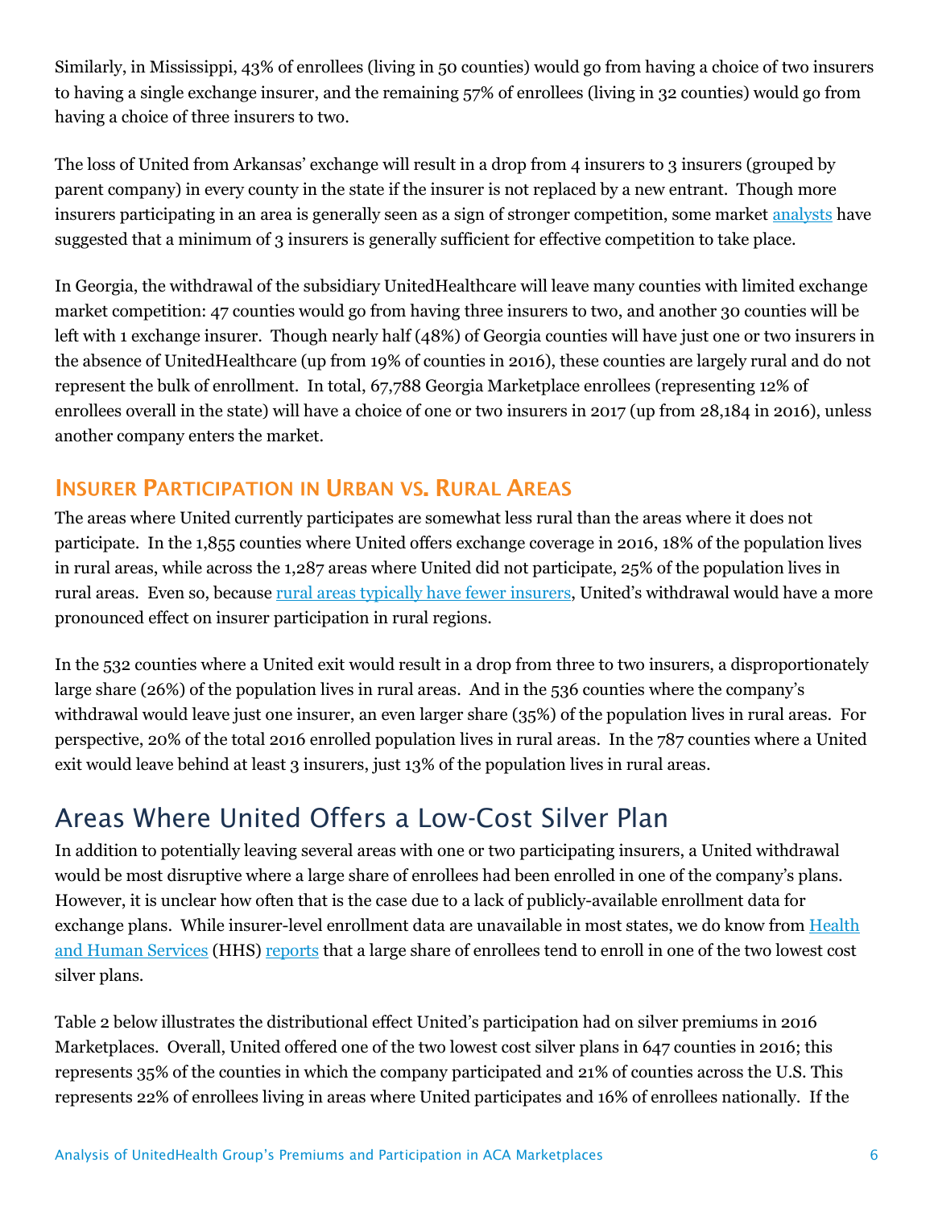Similarly, in Mississippi, 43% of enrollees (living in 50 counties) would go from having a choice of two insurers to having a single exchange insurer, and the remaining 57% of enrollees (living in 32 counties) would go from having a choice of three insurers to two.

The loss of United from Arkansas' exchange will result in a drop from 4 insurers to 3 insurers (grouped by parent company) in every county in the state if the insurer is not replaced by a new entrant. Though more insurers participating in an area is generally seen as a sign of stronger competition, some market analysts have suggested that a minimum of 3 insurers is generally sufficient for effective competition to take place.

In Georgia, the withdrawal of the subsidiary UnitedHealthcare will leave many counties with limited exchange market competition: 47 counties would go from having three insurers to two, and another 30 counties will be left with 1 exchange insurer. Though nearly half (48%) of Georgia counties will have just one or two insurers in the absence of UnitedHealthcare (up from 19% of counties in 2016), these counties are largely rural and do not represent the bulk of enrollment. In total, 67,788 Georgia Marketplace enrollees (representing 12% of enrollees overall in the state) will have a choice of one or two insurers in 2017 (up from 28,184 in 2016), unless another company enters the market.

### Insurer Participation in Urban vs. Rural Areas

The areas where United currently participates are somewhat less rural than the areas where it does not participate. In the 1,855 counties where United offers exchange coverage in 2016, 18% of the population lives in rural areas, while across the 1,287 areas where United did not participate, 25% of the population lives in rural areas. Even so, because rural areas typically have fewer insurers, United's withdrawal would have a more pronounced effect on insurer participation in rural regions.

In the 532 counties where a United exit would result in a drop from three to two insurers, a disproportionately large share (26%) of the population lives in rural areas. And in the 536 counties where the company's withdrawal would leave just one insurer, an even larger share (35%) of the population lives in rural areas. For perspective, 20% of the total 2016 enrolled population lives in rural areas. In the 787 counties where a United exit would leave behind at least 3 insurers, just 13% of the population lives in rural areas.

## Areas Where United Offers a Low-Cost Silver Plan

In addition to potentially leaving several areas with one or two participating insurers, a United withdrawal would be most disruptive where a large share of enrollees had been enrolled in one of the company's plans. However, it is unclear how often that is the case due to a lack of publicly-available enrollment data for exchange plans. While insurer-level enrollment data are unavailable in most states, we do know from Health and Human Services (HHS) reports that a large share of enrollees tend to enroll in one of the two lowest cost silver plans.

Table 2 below illustrates the distributional effect United's participation had on silver premiums in 2016 Marketplaces. Overall, United offered one of the two lowest cost silver plans in 647 counties in 2016; this represents 35% of the counties in which the company participated and 21% of counties across the U.S. This represents 22% of enrollees living in areas where United participates and 16% of enrollees nationally. If the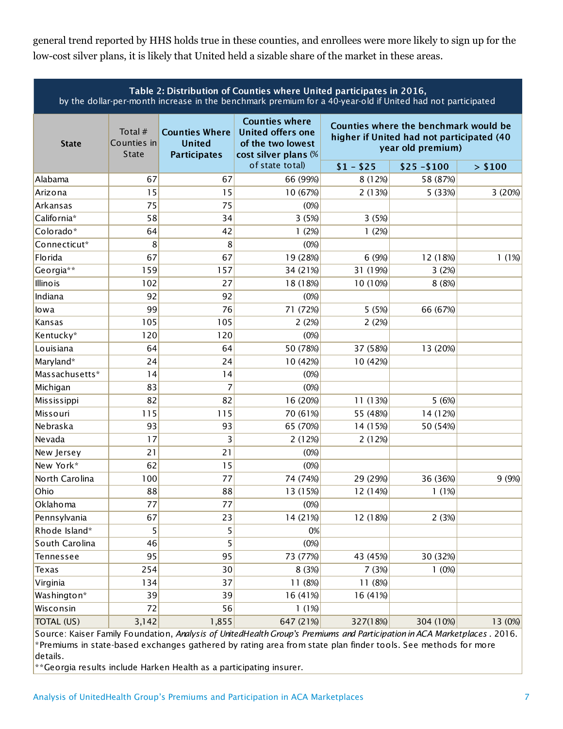general trend reported by HHS holds true in these counties, and enrollees were more likely to sign up for the low-cost silver plans, it is likely that United held a sizable share of the market in these areas.

**Table 2: Distribution of Counties where United participates in 2016,**
by the dollar-per-month increase in the benchmark premium for a 40-year-old if United had not participated

| State | Total # Counties in State | Counties Where United Participates | Counties where United offers one of the two lowest cost silver plans (% of state total) | Counties where the benchmark would be higher if United had not participated (40 year old premium) | | |
|---|---|---|---|---|---|---|
| | | | | $1 - $25 | $25 -$100 | > $100 |
| Alabama | 67 | 67 | 66 (99%) | 8 (12%) | 58 (87%) | |
| Arizona | 15 | 15 | 10 (67%) | 2 (13%) | 5 (33%) | 3 (20%) |
| Arkansas | 75 | 75 | (0%) | | | |
| California* | 58 | 34 | 3 (5%) | 3 (5%) | | |
| Colorado* | 64 | 42 | 1 (2%) | 1 (2%) | | |
| Connecticut* | 8 | 8 | (0%) | | | |
| Florida | 67 | 67 | 19 (28%) | 6 (9%) | 12 (18%) | 1 (1%) |
| Georgia** | 159 | 157 | 34 (21%) | 31 (19%) | 3 (2%) | |
| Illinois | 102 | 27 | 18 (18%) | 10 (10%) | 8 (8%) | |
| Indiana | 92 | 92 | (0%) | | | |
| Iowa | 99 | 76 | 71 (72%) | 5 (5%) | 66 (67%) | |
| Kansas | 105 | 105 | 2 (2%) | 2 (2%) | | |
| Kentucky* | 120 | 120 | (0%) | | | |
| Louisiana | 64 | 64 | 50 (78%) | 37 (58%) | 13 (20%) | |
| Maryland* | 24 | 24 | 10 (42%) | 10 (42%) | | |
| Massachusetts* | 14 | 14 | (0%) | | | |
| Michigan | 83 | 7 | (0%) | | | |
| Mississippi | 82 | 82 | 16 (20%) | 11 (13%) | 5 (6%) | |
| Missouri | 115 | 115 | 70 (61%) | 55 (48%) | 14 (12%) | |
| Nebraska | 93 | 93 | 65 (70%) | 14 (15%) | 50 (54%) | |
| Nevada | 17 | 3 | 2 (12%) | 2 (12%) | | |
| New Jersey | 21 | 21 | (0%) | | | |
| New York* | 62 | 15 | (0%) | | | |
| North Carolina | 100 | 77 | 74 (74%) | 29 (29%) | 36 (36%) | 9 (9%) |
| Ohio | 88 | 88 | 13 (15%) | 12 (14%) | 1 (1%) | |
| Oklahoma | 77 | 77 | (0%) | | | |
| Pennsylvania | 67 | 23 | 14 (21%) | 12 (18%) | 2 (3%) | |
| Rhode Island* | 5 | 5 | 0% | | | |
| South Carolina | 46 | 5 | (0%) | | | |
| Tennessee | 95 | 95 | 73 (77%) | 43 (45%) | 30 (32%) | |
| Texas | 254 | 30 | 8 (3%) | 7 (3%) | 1 (0%) | |
| Virginia | 134 | 37 | 11 (8%) | 11 (8%) | | |
| Washington* | 39 | 39 | 16 (41%) | 16 (41%) | | |
| Wisconsin | 72 | 56 | 1 (1%) | | | |
| TOTAL (US) | 3,142 | 1,855 | 647 (21%) | 327(18%) | 304 (10%) | 13 (0%) |

Source: Kaiser Family Foundation, *Analysis of UnitedHealth Group's Premiums and Participation in ACA Marketplaces*. 2016.
*Premiums in state-based exchanges gathered by rating area from state plan finder tools. See methods for more details.
**Georgia results include Harken Health as a participating insurer.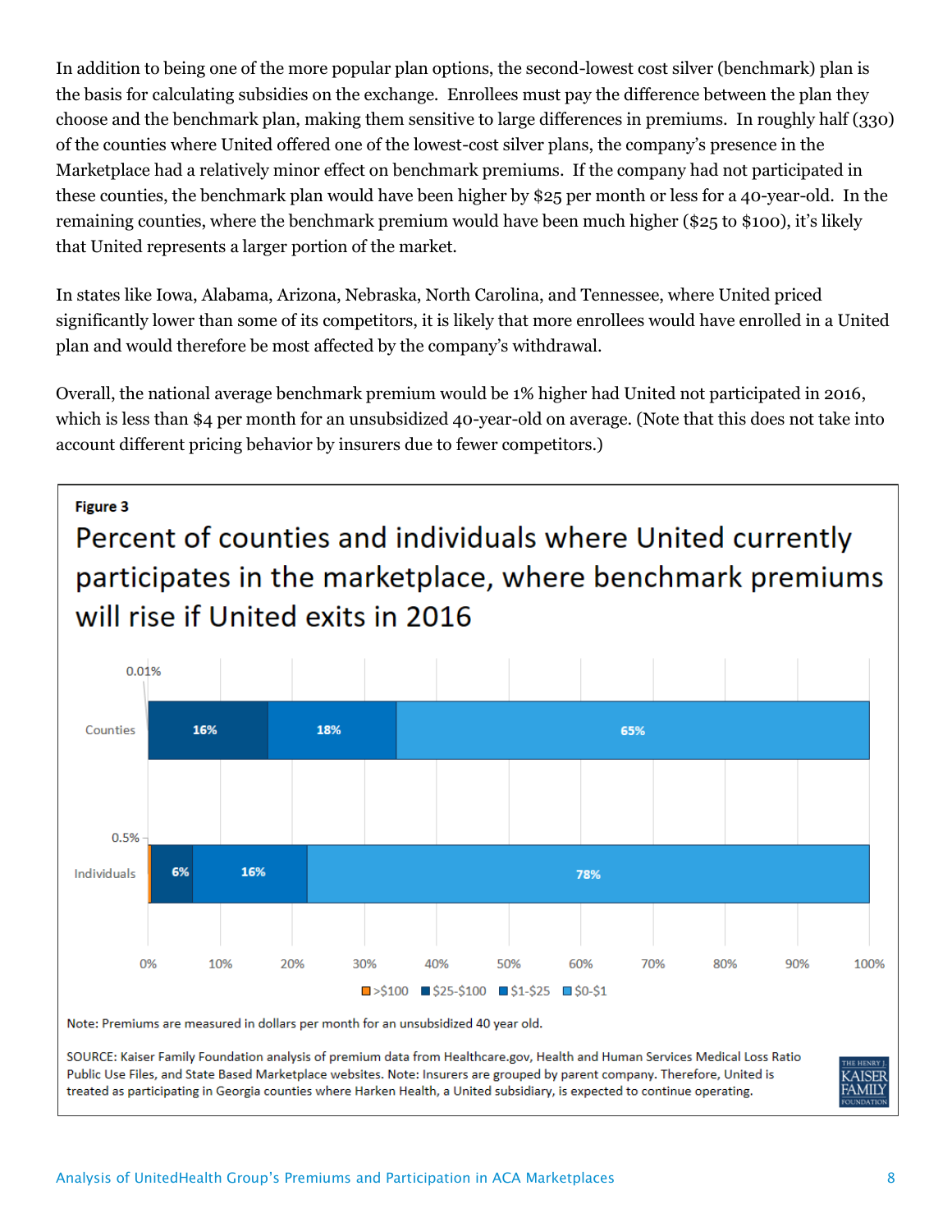In addition to being one of the more popular plan options, the second-lowest cost silver (benchmark) plan is the basis for calculating subsidies on the exchange. Enrollees must pay the difference between the plan they choose and the benchmark plan, making them sensitive to large differences in premiums. In roughly half (330) of the counties where United offered one of the lowest-cost silver plans, the company's presence in the Marketplace had a relatively minor effect on benchmark premiums. If the company had not participated in these counties, the benchmark plan would have been higher by $25 per month or less for a 40-year-old. In the remaining counties, where the benchmark premium would have been much higher ($25 to $100), it's likely that United represents a larger portion of the market.

In states like Iowa, Alabama, Arizona, Nebraska, North Carolina, and Tennessee, where United priced significantly lower than some of its competitors, it is likely that more enrollees would have enrolled in a United plan and would therefore be most affected by the company's withdrawal.

Overall, the national average benchmark premium would be 1% higher had United not participated in 2016, which is less than $4 per month for an unsubsidized 40-year-old on average. (Note that this does not take into account different pricing behavior by insurers due to fewer competitors.)

**Figure 3**

## Percent of counties and individuals where United currently participates in the marketplace, where benchmark premiums will rise if United exits in 2016

| | >$100 | $25-$100 | $1-$25 | $0-$1 |
|---|---|---|---|---|
| Counties | 0.01% | 16% | 18% | 65% |
| Individuals | 0.5% | 6% | 16% | 78% |

Note: Premiums are measured in dollars per month for an unsubsidized 40 year old.

SOURCE: Kaiser Family Foundation analysis of premium data from Healthcare.gov, Health and Human Services Medical Loss Ratio Public Use Files, and State Based Marketplace websites. Note: Insurers are grouped by parent company. Therefore, United is treated as participating in Georgia counties where Harken Health, a United subsidiary, is expected to continue operating.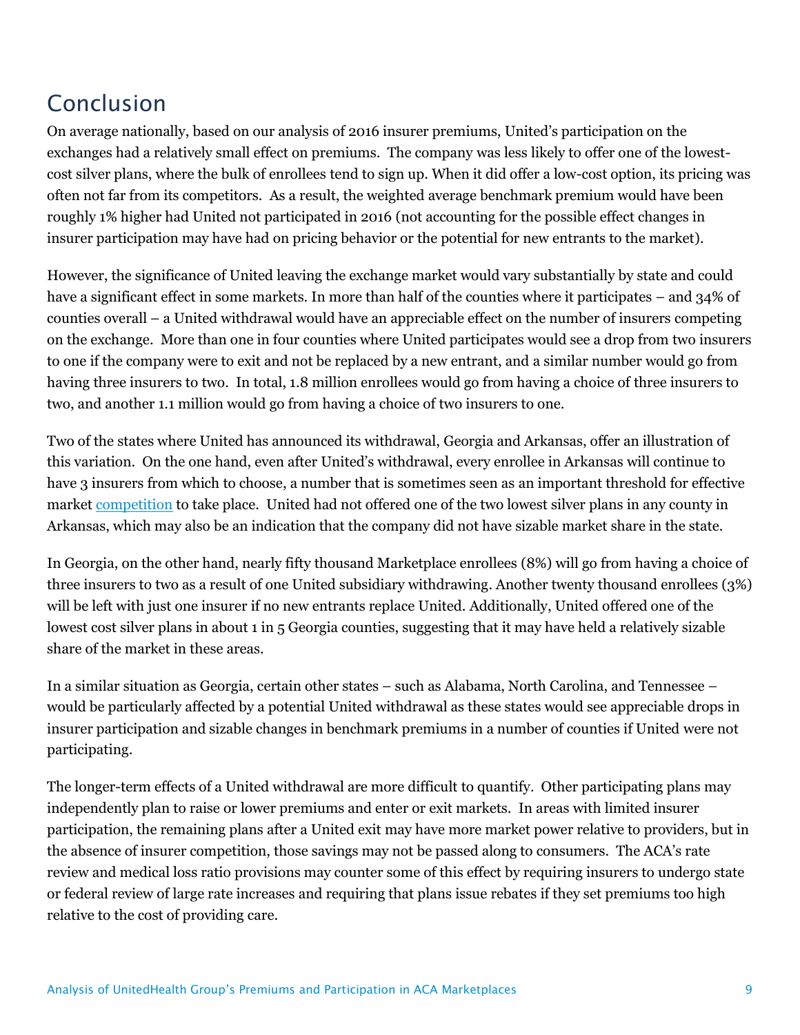## Conclusion

On average nationally, based on our analysis of 2016 insurer premiums, United's participation on the exchanges had a relatively small effect on premiums. The company was less likely to offer one of the lowest-cost silver plans, where the bulk of enrollees tend to sign up. When it did offer a low-cost option, its pricing was often not far from its competitors. As a result, the weighted average benchmark premium would have been roughly 1% higher had United not participated in 2016 (not accounting for the possible effect changes in insurer participation may have had on pricing behavior or the potential for new entrants to the market).

However, the significance of United leaving the exchange market would vary substantially by state and could have a significant effect in some markets. In more than half of the counties where it participates – and 34% of counties overall – a United withdrawal would have an appreciable effect on the number of insurers competing on the exchange. More than one in four counties where United participates would see a drop from two insurers to one if the company were to exit and not be replaced by a new entrant, and a similar number would go from having three insurers to two. In total, 1.8 million enrollees would go from having a choice of three insurers to two, and another 1.1 million would go from having a choice of two insurers to one.

Two of the states where United has announced its withdrawal, Georgia and Arkansas, offer an illustration of this variation. On the one hand, even after United's withdrawal, every enrollee in Arkansas will continue to have 3 insurers from which to choose, a number that is sometimes seen as an important threshold for effective market competition to take place. United had not offered one of the two lowest silver plans in any county in Arkansas, which may also be an indication that the company did not have sizable market share in the state.

In Georgia, on the other hand, nearly fifty thousand Marketplace enrollees (8%) will go from having a choice of three insurers to two as a result of one United subsidiary withdrawing. Another twenty thousand enrollees (3%) will be left with just one insurer if no new entrants replace United. Additionally, United offered one of the lowest cost silver plans in about 1 in 5 Georgia counties, suggesting that it may have held a relatively sizable share of the market in these areas.

In a similar situation as Georgia, certain other states – such as Alabama, North Carolina, and Tennessee – would be particularly affected by a potential United withdrawal as these states would see appreciable drops in insurer participation and sizable changes in benchmark premiums in a number of counties if United were not participating.

The longer-term effects of a United withdrawal are more difficult to quantify. Other participating plans may independently plan to raise or lower premiums and enter or exit markets. In areas with limited insurer participation, the remaining plans after a United exit may have more market power relative to providers, but in the absence of insurer competition, those savings may not be passed along to consumers. The ACA's rate review and medical loss ratio provisions may counter some of this effect by requiring insurers to undergo state or federal review of large rate increases and requiring that plans issue rebates if they set premiums too high relative to the cost of providing care.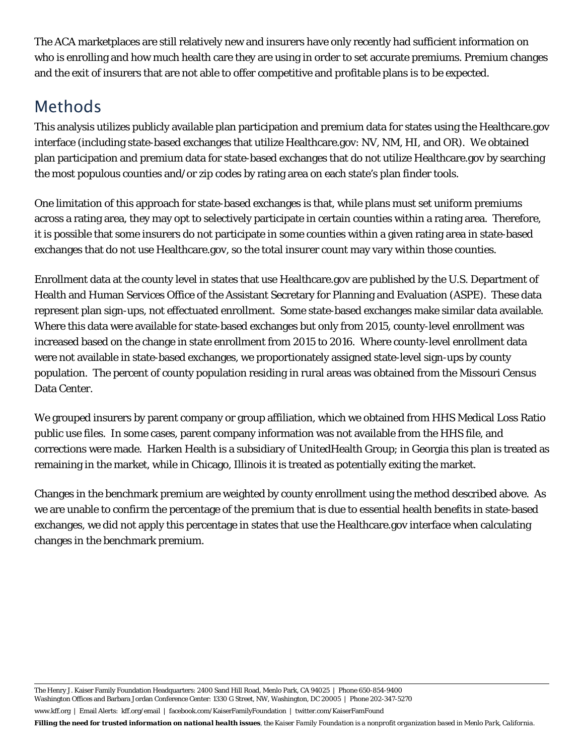The ACA marketplaces are still relatively new and insurers have only recently had sufficient information on who is enrolling and how much health care they are using in order to set accurate premiums. Premium changes and the exit of insurers that are not able to offer competitive and profitable plans is to be expected.

## Methods

This analysis utilizes publicly available plan participation and premium data for states using the Healthcare.gov interface (including state-based exchanges that utilize Healthcare.gov: NV, NM, HI, and OR). We obtained plan participation and premium data for state-based exchanges that do not utilize Healthcare.gov by searching the most populous counties and/or zip codes by rating area on each state's plan finder tools.

One limitation of this approach for state-based exchanges is that, while plans must set uniform premiums across a rating area, they may opt to selectively participate in certain counties within a rating area. Therefore, it is possible that some insurers do not participate in some counties within a given rating area in state-based exchanges that do not use Healthcare.gov, so the total insurer count may vary within those counties.

Enrollment data at the county level in states that use Healthcare.gov are published by the U.S. Department of Health and Human Services Office of the Assistant Secretary for Planning and Evaluation (ASPE). These data represent plan sign-ups, not effectuated enrollment. Some state-based exchanges make similar data available. Where this data were available for state-based exchanges but only from 2015, county-level enrollment was increased based on the change in state enrollment from 2015 to 2016. Where county-level enrollment data were not available in state-based exchanges, we proportionately assigned state-level sign-ups by county population. The percent of county population residing in rural areas was obtained from the Missouri Census Data Center.

We grouped insurers by parent company or group affiliation, which we obtained from HHS Medical Loss Ratio public use files. In some cases, parent company information was not available from the HHS file, and corrections were made. Harken Health is a subsidiary of UnitedHealth Group; in Georgia this plan is treated as remaining in the market, while in Chicago, Illinois it is treated as potentially exiting the market.

Changes in the benchmark premium are weighted by county enrollment using the method described above. As we are unable to confirm the percentage of the premium that is due to essential health benefits in state-based exchanges, we did not apply this percentage in states that use the Healthcare.gov interface when calculating changes in the benchmark premium.